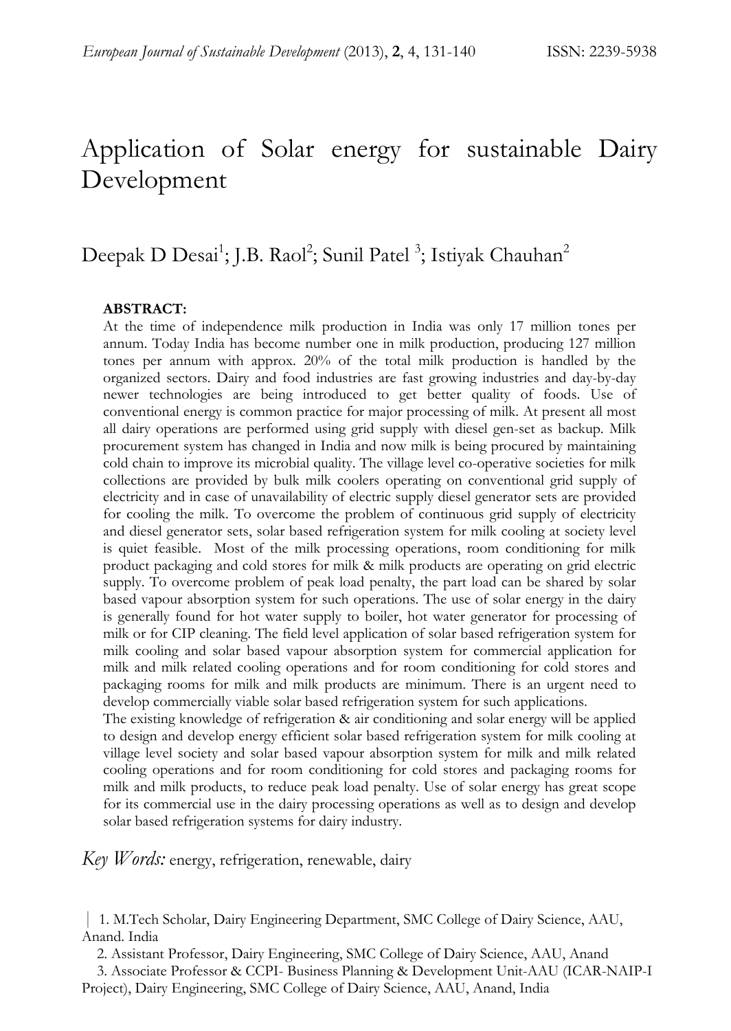# Application of Solar energy for sustainable Dairy Development

Deepak D Desai[1]; J.B. Raol[2]; Sunil Patel [3]; Istiyak Chauhan[2]

**ABSTRACT:**

At the time of independence milk production in India was only 17 million tones per annum. Today India has become number one in milk production, producing 127 million tones per annum with approx. 20% of the total milk production is handled by the organized sectors. Dairy and food industries are fast growing industries and day-by-day newer technologies are being introduced to get better quality of foods. Use of conventional energy is common practice for major processing of milk. At present all most all dairy operations are performed using grid supply with diesel gen-set as backup. Milk procurement system has changed in India and now milk is being procured by maintaining cold chain to improve its microbial quality. The village level co-operative societies for milk collections are provided by bulk milk coolers operating on conventional grid supply of electricity and in case of unavailability of electric supply diesel generator sets are provided for cooling the milk. To overcome the problem of continuous grid supply of electricity and diesel generator sets, solar based refrigeration system for milk cooling at society level is quiet feasible. Most of the milk processing operations, room conditioning for milk product packaging and cold stores for milk & milk products are operating on grid electric supply. To overcome problem of peak load penalty, the part load can be shared by solar based vapour absorption system for such operations. The use of solar energy in the dairy is generally found for hot water supply to boiler, hot water generator for processing of milk or for CIP cleaning. The field level application of solar based refrigeration system for milk cooling and solar based vapour absorption system for commercial application for milk and milk related cooling operations and for room conditioning for cold stores and packaging rooms for milk and milk products are minimum. There is an urgent need to develop commercially viable solar based refrigeration system for such applications.

The existing knowledge of refrigeration & air conditioning and solar energy will be applied to design and develop energy efficient solar based refrigeration system for milk cooling at village level society and solar based vapour absorption system for milk and milk related cooling operations and for room conditioning for cold stores and packaging rooms for milk and milk products, to reduce peak load penalty. Use of solar energy has great scope for its commercial use in the dairy processing operations as well as to design and develop solar based refrigeration systems for dairy industry.

*Key Words:* energy, refrigeration, renewable, dairy

1. M.Tech Scholar, Dairy Engineering Department, SMC College of Dairy Science, AAU, Anand. India
2. Assistant Professor, Dairy Engineering, SMC College of Dairy Science, AAU, Anand
3. Associate Professor & CCPI- Business Planning & Development Unit-AAU (ICAR-NAIP-I Project), Dairy Engineering, SMC College of Dairy Science, AAU, Anand, India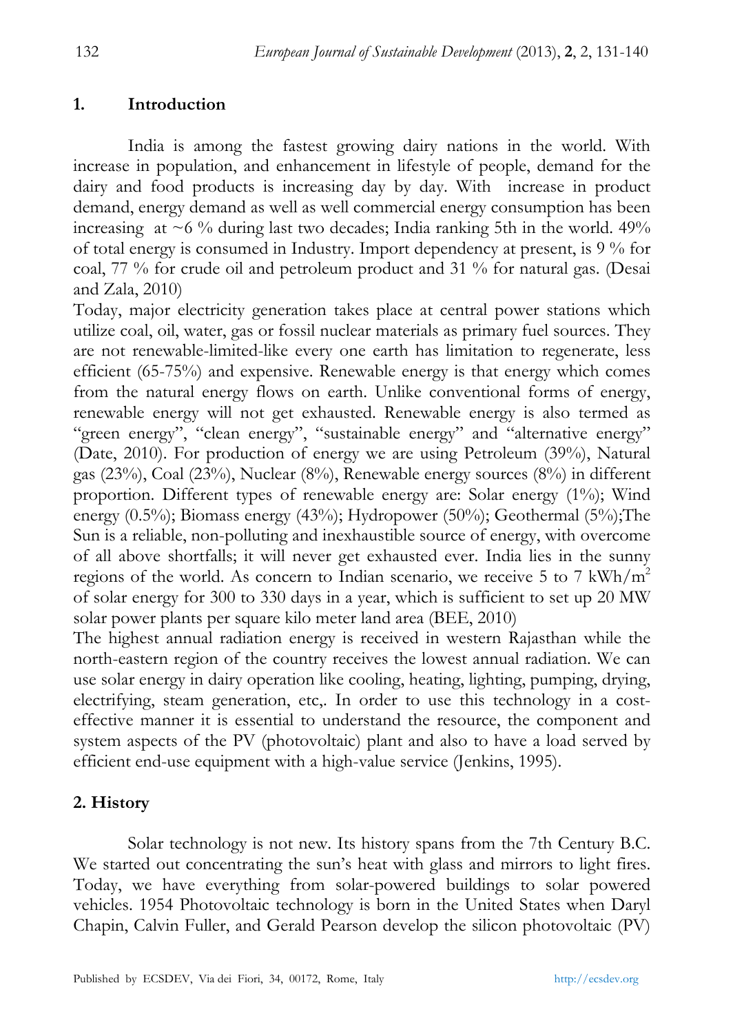## 1. Introduction

India is among the fastest growing dairy nations in the world. With increase in population, and enhancement in lifestyle of people, demand for the dairy and food products is increasing day by day. With increase in product demand, energy demand as well as well commercial energy consumption has been increasing at ~6 % during last two decades; India ranking 5th in the world. 49% of total energy is consumed in Industry. Import dependency at present, is 9 % for coal, 77 % for crude oil and petroleum product and 31 % for natural gas. (Desai and Zala, 2010)

Today, major electricity generation takes place at central power stations which utilize coal, oil, water, gas or fossil nuclear materials as primary fuel sources. They are not renewable-limited-like every one earth has limitation to regenerate, less efficient (65-75%) and expensive. Renewable energy is that energy which comes from the natural energy flows on earth. Unlike conventional forms of energy, renewable energy will not get exhausted. Renewable energy is also termed as "green energy", "clean energy", "sustainable energy" and "alternative energy" (Date, 2010). For production of energy we are using Petroleum (39%), Natural gas (23%), Coal (23%), Nuclear (8%), Renewable energy sources (8%) in different proportion. Different types of renewable energy are: Solar energy (1%); Wind energy (0.5%); Biomass energy (43%); Hydropower (50%); Geothermal (5%);The Sun is a reliable, non-polluting and inexhaustible source of energy, with overcome of all above shortfalls; it will never get exhausted ever. India lies in the sunny regions of the world. As concern to Indian scenario, we receive 5 to 7 kWh/m$^2$ of solar energy for 300 to 330 days in a year, which is sufficient to set up 20 MW solar power plants per square kilo meter land area (BEE, 2010)

The highest annual radiation energy is received in western Rajasthan while the north-eastern region of the country receives the lowest annual radiation. We can use solar energy in dairy operation like cooling, heating, lighting, pumping, drying, electrifying, steam generation, etc,. In order to use this technology in a cost-effective manner it is essential to understand the resource, the component and system aspects of the PV (photovoltaic) plant and also to have a load served by efficient end-use equipment with a high-value service (Jenkins, 1995).

## 2. History

Solar technology is not new. Its history spans from the 7th Century B.C. We started out concentrating the sun's heat with glass and mirrors to light fires. Today, we have everything from solar-powered buildings to solar powered vehicles. 1954 Photovoltaic technology is born in the United States when Daryl Chapin, Calvin Fuller, and Gerald Pearson develop the silicon photovoltaic (PV)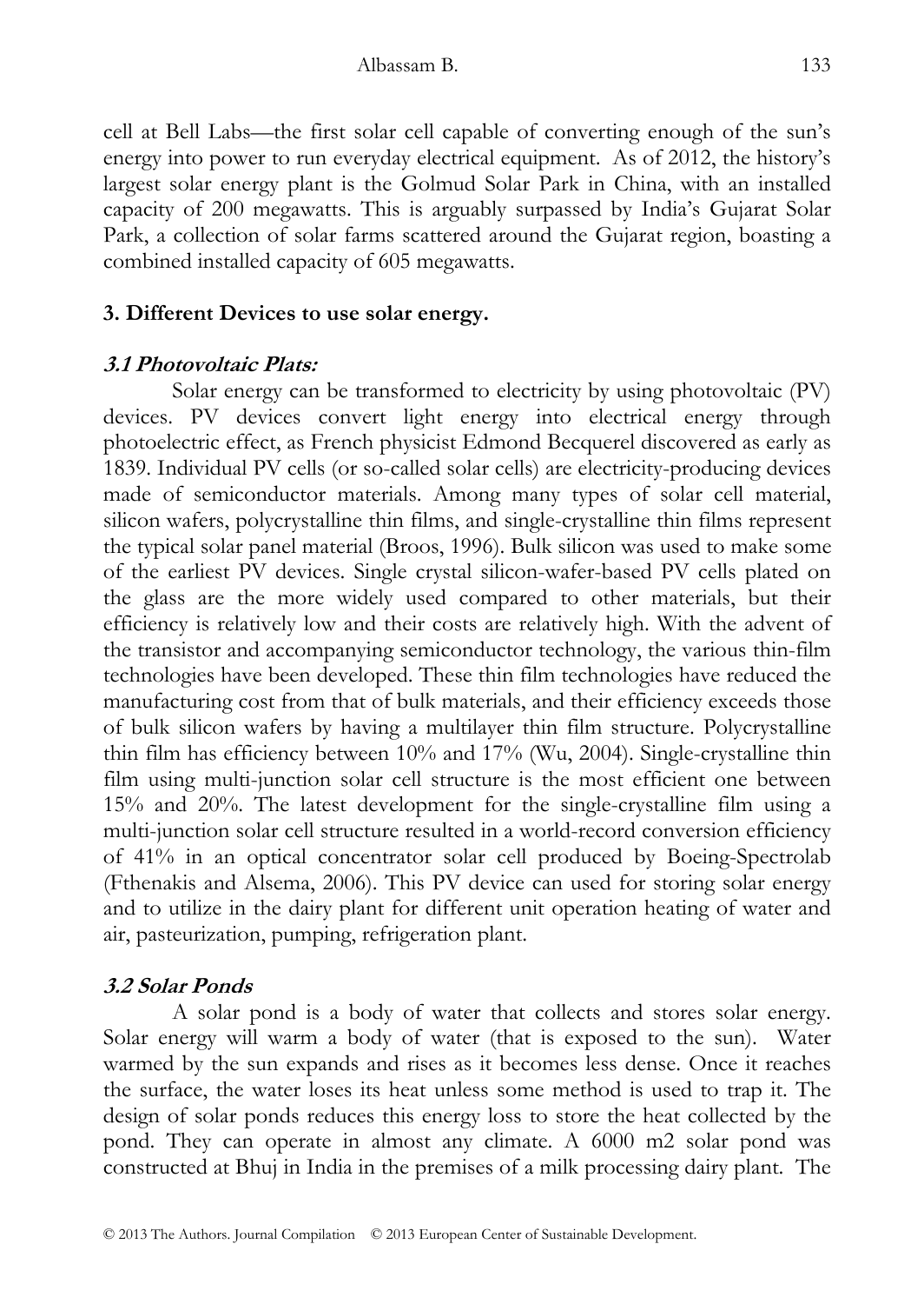cell at Bell Labs—the first solar cell capable of converting enough of the sun's energy into power to run everyday electrical equipment. As of 2012, the history's largest solar energy plant is the Golmud Solar Park in China, with an installed capacity of 200 megawatts. This is arguably surpassed by India's Gujarat Solar Park, a collection of solar farms scattered around the Gujarat region, boasting a combined installed capacity of 605 megawatts.

## 3. Different Devices to use solar energy.

### *3.1 Photovoltaic Plats:*

Solar energy can be transformed to electricity by using photovoltaic (PV) devices. PV devices convert light energy into electrical energy through photoelectric effect, as French physicist Edmond Becquerel discovered as early as 1839. Individual PV cells (or so-called solar cells) are electricity-producing devices made of semiconductor materials. Among many types of solar cell material, silicon wafers, polycrystalline thin films, and single-crystalline thin films represent the typical solar panel material (Broos, 1996). Bulk silicon was used to make some of the earliest PV devices. Single crystal silicon-wafer-based PV cells plated on the glass are the more widely used compared to other materials, but their efficiency is relatively low and their costs are relatively high. With the advent of the transistor and accompanying semiconductor technology, the various thin-film technologies have been developed. These thin film technologies have reduced the manufacturing cost from that of bulk materials, and their efficiency exceeds those of bulk silicon wafers by having a multilayer thin film structure. Polycrystalline thin film has efficiency between 10% and 17% (Wu, 2004). Single-crystalline thin film using multi-junction solar cell structure is the most efficient one between 15% and 20%. The latest development for the single-crystalline film using a multi-junction solar cell structure resulted in a world-record conversion efficiency of 41% in an optical concentrator solar cell produced by Boeing-Spectrolab (Fthenakis and Alsema, 2006). This PV device can used for storing solar energy and to utilize in the dairy plant for different unit operation heating of water and air, pasteurization, pumping, refrigeration plant.

### *3.2 Solar Ponds*

A solar pond is a body of water that collects and stores solar energy. Solar energy will warm a body of water (that is exposed to the sun). Water warmed by the sun expands and rises as it becomes less dense. Once it reaches the surface, the water loses its heat unless some method is used to trap it. The design of solar ponds reduces this energy loss to store the heat collected by the pond. They can operate in almost any climate. A 6000 m2 solar pond was constructed at Bhuj in India in the premises of a milk processing dairy plant. The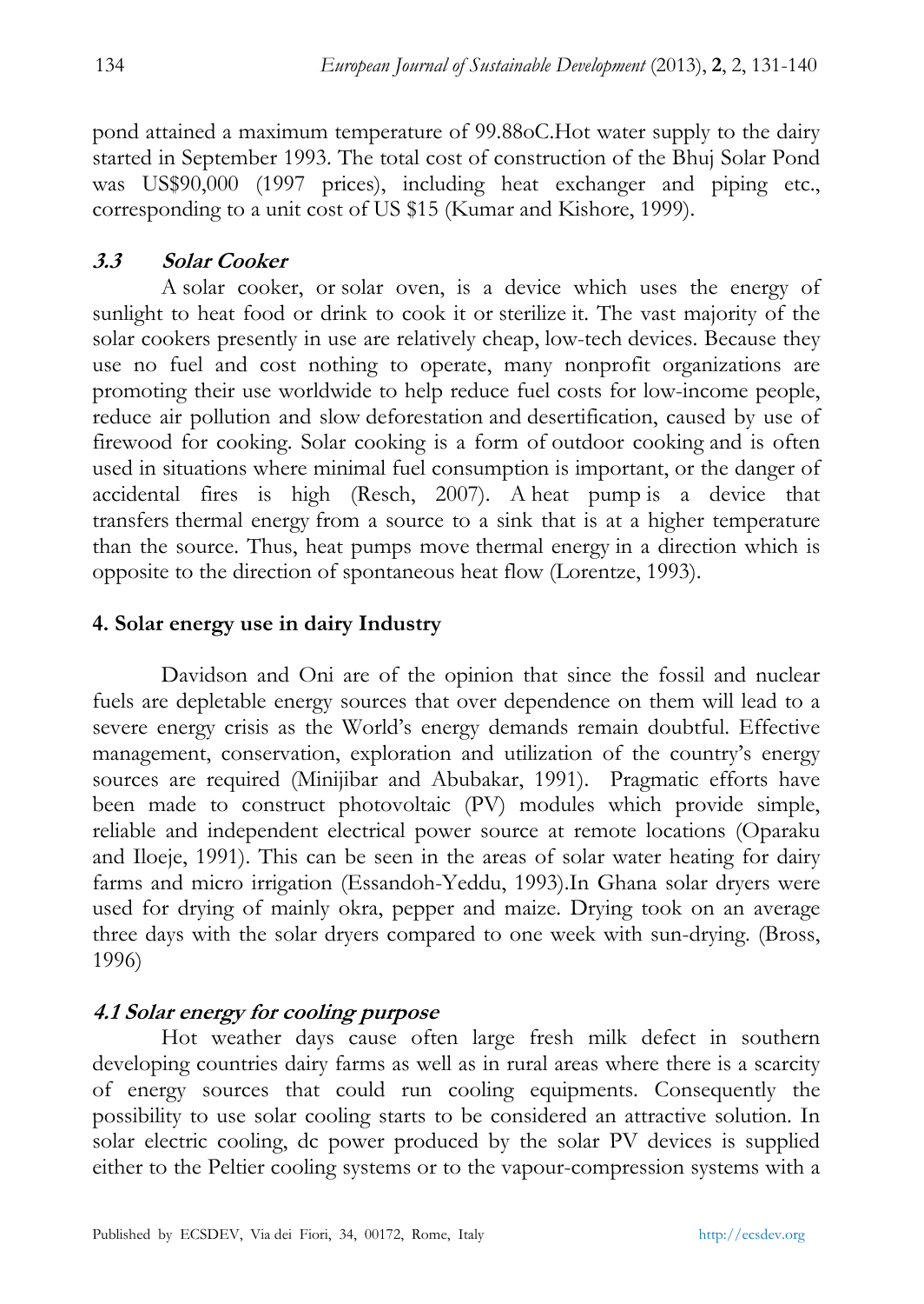pond attained a maximum temperature of 99.88oC.Hot water supply to the dairy started in September 1993. The total cost of construction of the Bhuj Solar Pond was US$90,000 (1997 prices), including heat exchanger and piping etc., corresponding to a unit cost of US $15 (Kumar and Kishore, 1999).

### *3.3 Solar Cooker*

A solar cooker, or solar oven, is a device which uses the energy of sunlight to heat food or drink to cook it or sterilize it. The vast majority of the solar cookers presently in use are relatively cheap, low-tech devices. Because they use no fuel and cost nothing to operate, many nonprofit organizations are promoting their use worldwide to help reduce fuel costs for low-income people, reduce air pollution and slow deforestation and desertification, caused by use of firewood for cooking. Solar cooking is a form of outdoor cooking and is often used in situations where minimal fuel consumption is important, or the danger of accidental fires is high (Resch, 2007). A heat pump is a device that transfers thermal energy from a source to a sink that is at a higher temperature than the source. Thus, heat pumps move thermal energy in a direction which is opposite to the direction of spontaneous heat flow (Lorentze, 1993).

## 4. Solar energy use in dairy Industry

Davidson and Oni are of the opinion that since the fossil and nuclear fuels are depletable energy sources that over dependence on them will lead to a severe energy crisis as the World's energy demands remain doubtful. Effective management, conservation, exploration and utilization of the country's energy sources are required (Minijibar and Abubakar, 1991). Pragmatic efforts have been made to construct photovoltaic (PV) modules which provide simple, reliable and independent electrical power source at remote locations (Oparaku and Iloeje, 1991). This can be seen in the areas of solar water heating for dairy farms and micro irrigation (Essandoh-Yeddu, 1993).In Ghana solar dryers were used for drying of mainly okra, pepper and maize. Drying took on an average three days with the solar dryers compared to one week with sun-drying. (Bross, 1996)

### *4.1 Solar energy for cooling purpose*

Hot weather days cause often large fresh milk defect in southern developing countries dairy farms as well as in rural areas where there is a scarcity of energy sources that could run cooling equipments. Consequently the possibility to use solar cooling starts to be considered an attractive solution. In solar electric cooling, dc power produced by the solar PV devices is supplied either to the Peltier cooling systems or to the vapour-compression systems with a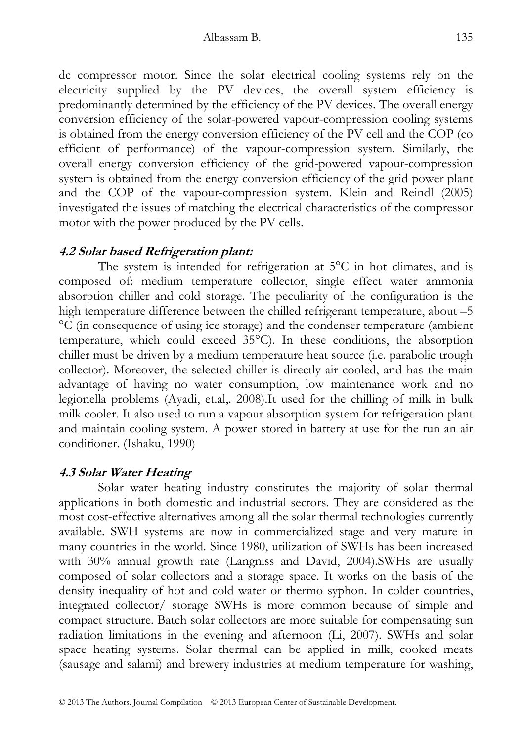dc compressor motor. Since the solar electrical cooling systems rely on the electricity supplied by the PV devices, the overall system efficiency is predominantly determined by the efficiency of the PV devices. The overall energy conversion efficiency of the solar-powered vapour-compression cooling systems is obtained from the energy conversion efficiency of the PV cell and the COP (co efficient of performance) of the vapour-compression system. Similarly, the overall energy conversion efficiency of the grid-powered vapour-compression system is obtained from the energy conversion efficiency of the grid power plant and the COP of the vapour-compression system. Klein and Reindl (2005) investigated the issues of matching the electrical characteristics of the compressor motor with the power produced by the PV cells.

### *4.2 Solar based Refrigeration plant:*

The system is intended for refrigeration at 5°C in hot climates, and is composed of: medium temperature collector, single effect water ammonia absorption chiller and cold storage. The peculiarity of the configuration is the high temperature difference between the chilled refrigerant temperature, about –5 °C (in consequence of using ice storage) and the condenser temperature (ambient temperature, which could exceed 35°C). In these conditions, the absorption chiller must be driven by a medium temperature heat source (i.e. parabolic trough collector). Moreover, the selected chiller is directly air cooled, and has the main advantage of having no water consumption, low maintenance work and no legionella problems (Ayadi, et.al,. 2008).It used for the chilling of milk in bulk milk cooler. It also used to run a vapour absorption system for refrigeration plant and maintain cooling system. A power stored in battery at use for the run an air conditioner. (Ishaku, 1990)

### *4.3 Solar Water Heating*

Solar water heating industry constitutes the majority of solar thermal applications in both domestic and industrial sectors. They are considered as the most cost-effective alternatives among all the solar thermal technologies currently available. SWH systems are now in commercialized stage and very mature in many countries in the world. Since 1980, utilization of SWHs has been increased with 30% annual growth rate (Langniss and David, 2004).SWHs are usually composed of solar collectors and a storage space. It works on the basis of the density inequality of hot and cold water or thermo syphon. In colder countries, integrated collector/ storage SWHs is more common because of simple and compact structure. Batch solar collectors are more suitable for compensating sun radiation limitations in the evening and afternoon (Li, 2007). SWHs and solar space heating systems. Solar thermal can be applied in milk, cooked meats (sausage and salami) and brewery industries at medium temperature for washing,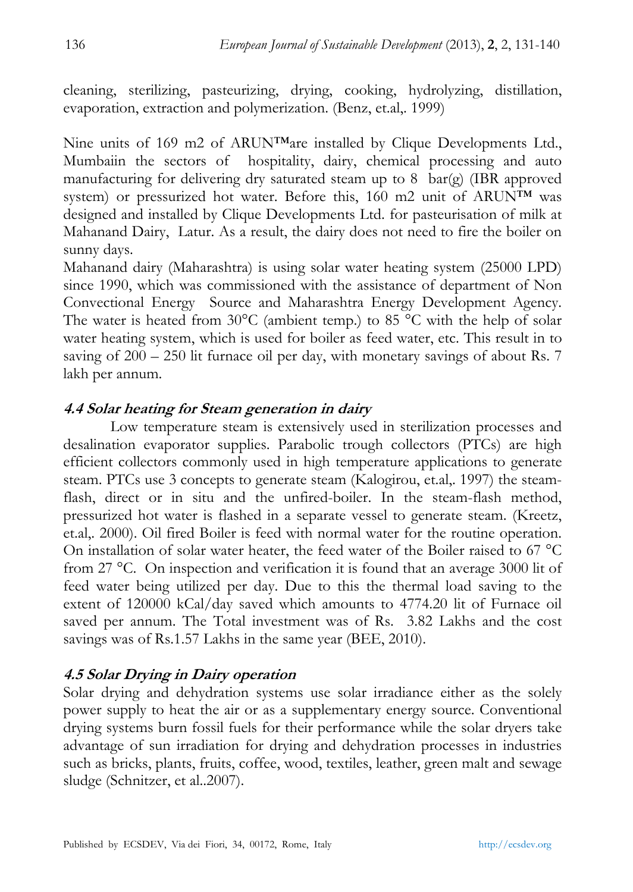cleaning, sterilizing, pasteurizing, drying, cooking, hydrolyzing, distillation, evaporation, extraction and polymerization. (Benz, et.al,. 1999)

Nine units of 169 m2 of ARUN™are installed by Clique Developments Ltd., Mumbaiin the sectors of hospitality, dairy, chemical processing and auto manufacturing for delivering dry saturated steam up to 8 bar(g) (IBR approved system) or pressurized hot water. Before this, 160 m2 unit of ARUN™ was designed and installed by Clique Developments Ltd. for pasteurisation of milk at Mahanand Dairy, Latur. As a result, the dairy does not need to fire the boiler on sunny days.

Mahanand dairy (Maharashtra) is using solar water heating system (25000 LPD) since 1990, which was commissioned with the assistance of department of Non Convectional Energy Source and Maharashtra Energy Development Agency. The water is heated from 30°C (ambient temp.) to 85 °C with the help of solar water heating system, which is used for boiler as feed water, etc. This result in to saving of 200 – 250 lit furnace oil per day, with monetary savings of about Rs. 7 lakh per annum.

### *4.4 Solar heating for Steam generation in dairy*

Low temperature steam is extensively used in sterilization processes and desalination evaporator supplies. Parabolic trough collectors (PTCs) are high efficient collectors commonly used in high temperature applications to generate steam. PTCs use 3 concepts to generate steam (Kalogirou, et.al,. 1997) the steam-flash, direct or in situ and the unfired-boiler. In the steam-flash method, pressurized hot water is flashed in a separate vessel to generate steam. (Kreetz, et.al,. 2000). Oil fired Boiler is feed with normal water for the routine operation. On installation of solar water heater, the feed water of the Boiler raised to 67 °C from 27 °C. On inspection and verification it is found that an average 3000 lit of feed water being utilized per day. Due to this the thermal load saving to the extent of 120000 kCal/day saved which amounts to 4774.20 lit of Furnace oil saved per annum. The Total investment was of Rs. 3.82 Lakhs and the cost savings was of Rs.1.57 Lakhs in the same year (BEE, 2010).

### *4.5 Solar Drying in Dairy operation*

Solar drying and dehydration systems use solar irradiance either as the solely power supply to heat the air or as a supplementary energy source. Conventional drying systems burn fossil fuels for their performance while the solar dryers take advantage of sun irradiation for drying and dehydration processes in industries such as bricks, plants, fruits, coffee, wood, textiles, leather, green malt and sewage sludge (Schnitzer, et al..2007).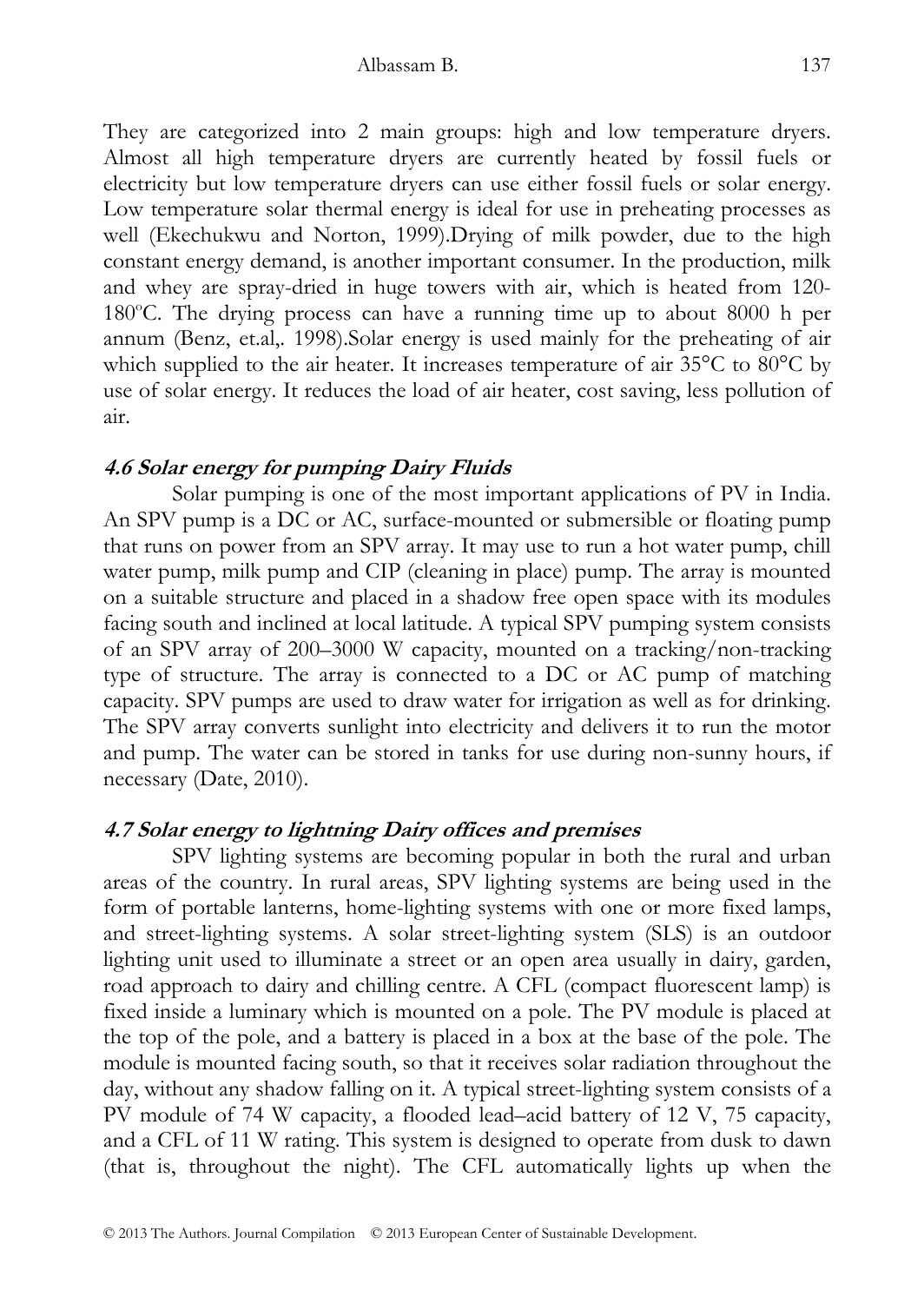They are categorized into 2 main groups: high and low temperature dryers. Almost all high temperature dryers are currently heated by fossil fuels or electricity but low temperature dryers can use either fossil fuels or solar energy. Low temperature solar thermal energy is ideal for use in preheating processes as well (Ekechukwu and Norton, 1999).Drying of milk powder, due to the high constant energy demand, is another important consumer. In the production, milk and whey are spray-dried in huge towers with air, which is heated from 120-180ºC. The drying process can have a running time up to about 8000 h per annum (Benz, et.al,. 1998).Solar energy is used mainly for the preheating of air which supplied to the air heater. It increases temperature of air 35°C to 80°C by use of solar energy. It reduces the load of air heater, cost saving, less pollution of air.

### *4.6 Solar energy for pumping Dairy Fluids*

Solar pumping is one of the most important applications of PV in India. An SPV pump is a DC or AC, surface-mounted or submersible or floating pump that runs on power from an SPV array. It may use to run a hot water pump, chill water pump, milk pump and CIP (cleaning in place) pump. The array is mounted on a suitable structure and placed in a shadow free open space with its modules facing south and inclined at local latitude. A typical SPV pumping system consists of an SPV array of 200–3000 W capacity, mounted on a tracking/non-tracking type of structure. The array is connected to a DC or AC pump of matching capacity. SPV pumps are used to draw water for irrigation as well as for drinking. The SPV array converts sunlight into electricity and delivers it to run the motor and pump. The water can be stored in tanks for use during non-sunny hours, if necessary (Date, 2010).

### *4.7 Solar energy to lightning Dairy offices and premises*

SPV lighting systems are becoming popular in both the rural and urban areas of the country. In rural areas, SPV lighting systems are being used in the form of portable lanterns, home-lighting systems with one or more fixed lamps, and street-lighting systems. A solar street-lighting system (SLS) is an outdoor lighting unit used to illuminate a street or an open area usually in dairy, garden, road approach to dairy and chilling centre. A CFL (compact fluorescent lamp) is fixed inside a luminary which is mounted on a pole. The PV module is placed at the top of the pole, and a battery is placed in a box at the base of the pole. The module is mounted facing south, so that it receives solar radiation throughout the day, without any shadow falling on it. A typical street-lighting system consists of a PV module of 74 W capacity, a flooded lead–acid battery of 12 V, 75 capacity, and a CFL of 11 W rating. This system is designed to operate from dusk to dawn (that is, throughout the night). The CFL automatically lights up when the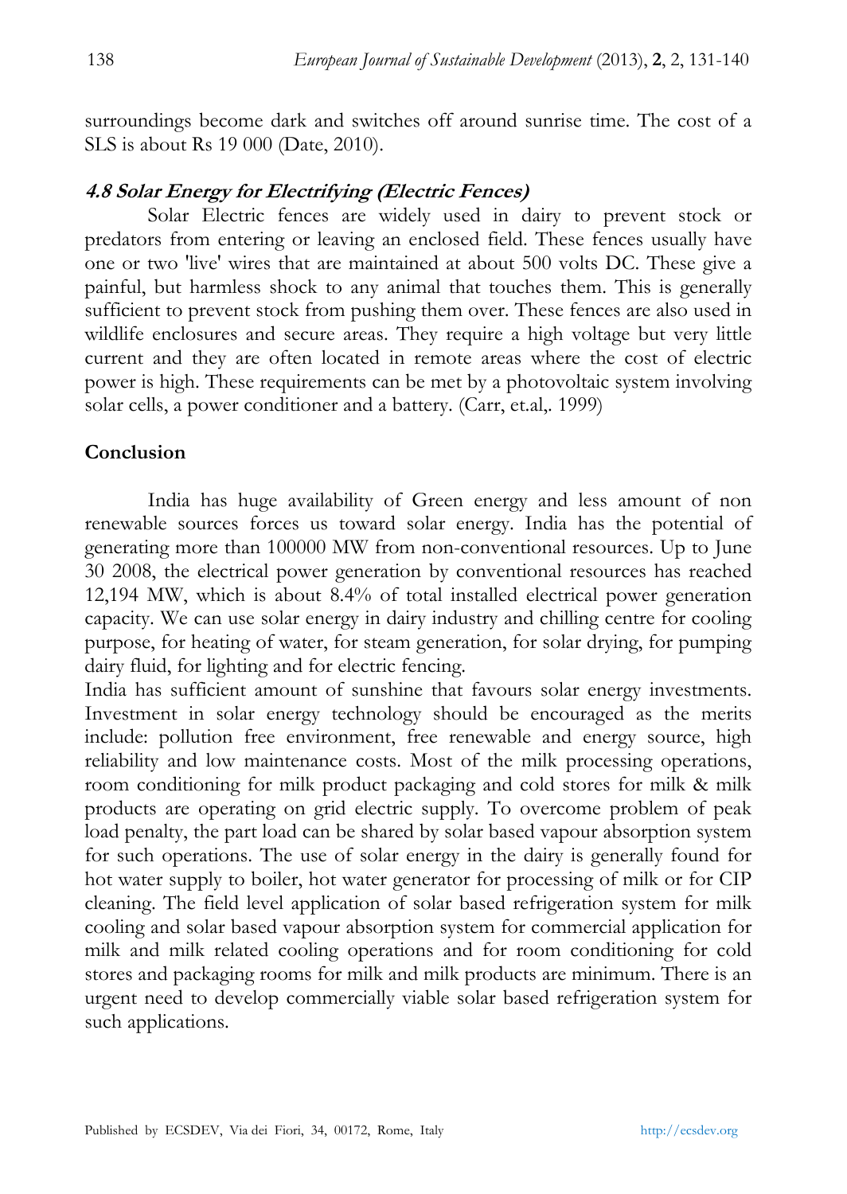surroundings become dark and switches off around sunrise time. The cost of a SLS is about Rs 19 000 (Date, 2010).

### *4.8 Solar Energy for Electrifying (Electric Fences)*

Solar Electric fences are widely used in dairy to prevent stock or predators from entering or leaving an enclosed field. These fences usually have one or two 'live' wires that are maintained at about 500 volts DC. These give a painful, but harmless shock to any animal that touches them. This is generally sufficient to prevent stock from pushing them over. These fences are also used in wildlife enclosures and secure areas. They require a high voltage but very little current and they are often located in remote areas where the cost of electric power is high. These requirements can be met by a photovoltaic system involving solar cells, a power conditioner and a battery. (Carr, et.al,. 1999)

## Conclusion

India has huge availability of Green energy and less amount of non renewable sources forces us toward solar energy. India has the potential of generating more than 100000 MW from non-conventional resources. Up to June 30 2008, the electrical power generation by conventional resources has reached 12,194 MW, which is about 8.4% of total installed electrical power generation capacity. We can use solar energy in dairy industry and chilling centre for cooling purpose, for heating of water, for steam generation, for solar drying, for pumping dairy fluid, for lighting and for electric fencing.

India has sufficient amount of sunshine that favours solar energy investments. Investment in solar energy technology should be encouraged as the merits include: pollution free environment, free renewable and energy source, high reliability and low maintenance costs. Most of the milk processing operations, room conditioning for milk product packaging and cold stores for milk & milk products are operating on grid electric supply. To overcome problem of peak load penalty, the part load can be shared by solar based vapour absorption system for such operations. The use of solar energy in the dairy is generally found for hot water supply to boiler, hot water generator for processing of milk or for CIP cleaning. The field level application of solar based refrigeration system for milk cooling and solar based vapour absorption system for commercial application for milk and milk related cooling operations and for room conditioning for cold stores and packaging rooms for milk and milk products are minimum. There is an urgent need to develop commercially viable solar based refrigeration system for such applications.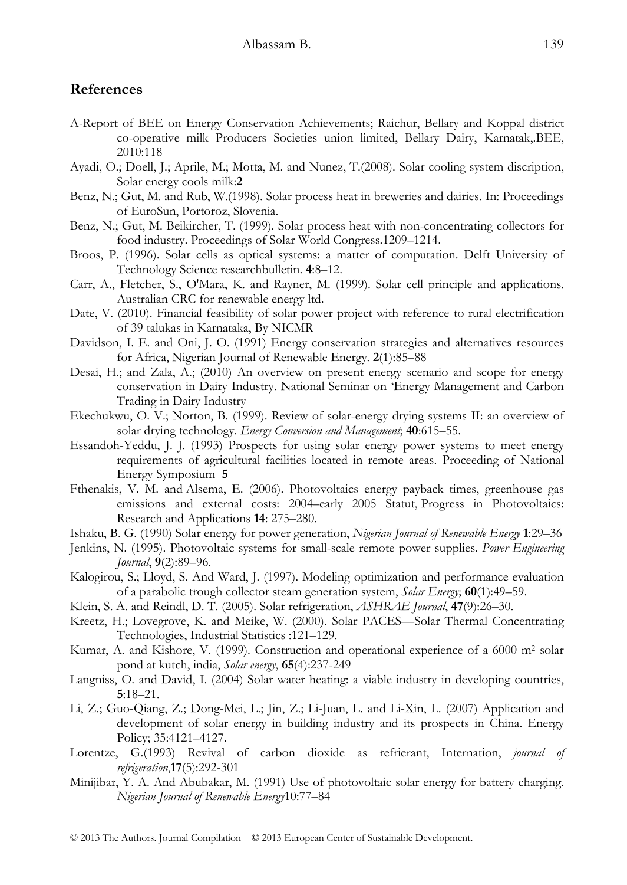## References

A-Report of BEE on Energy Conservation Achievements; Raichur, Bellary and Koppal district co-operative milk Producers Societies union limited, Bellary Dairy, Karnatak,.BEE, 2010:118

Ayadi, O.; Doell, J.; Aprile, M.; Motta, M. and Nunez, T.(2008). Solar cooling system discription, Solar energy cools milk:**2**

Benz, N.; Gut, M. and Rub, W.(1998). Solar process heat in breweries and dairies. In: Proceedings of EuroSun, Portoroz, Slovenia.

Benz, N.; Gut, M. Beikircher, T. (1999). Solar process heat with non-concentrating collectors for food industry. Proceedings of Solar World Congress.1209–1214.

Broos, P. (1996). Solar cells as optical systems: a matter of computation. Delft University of Technology Science researchbulletin. **4**:8–12.

Carr, A., Fletcher, S., O'Mara, K. and Rayner, M. (1999). Solar cell principle and applications. Australian CRC for renewable energy ltd.

Date, V. (2010). Financial feasibility of solar power project with reference to rural electrification of 39 talukas in Karnataka, By NICMR

Davidson, I. E. and Oni, J. O. (1991) Energy conservation strategies and alternatives resources for Africa, Nigerian Journal of Renewable Energy. **2**(1):85–88

Desai, H.; and Zala, A.; (2010) An overview on present energy scenario and scope for energy conservation in Dairy Industry. National Seminar on 'Energy Management and Carbon Trading in Dairy Industry

Ekechukwu, O. V.; Norton, B. (1999). Review of solar-energy drying systems II: an overview of solar drying technology. *Energy Conversion and Management*; **40**:615–55.

Essandoh-Yeddu, J. J. (1993) Prospects for using solar energy power systems to meet energy requirements of agricultural facilities located in remote areas. Proceeding of National Energy Symposium **5**

Fthenakis, V. M. and Alsema, E. (2006). Photovoltaics energy payback times, greenhouse gas emissions and external costs: 2004–early 2005 Statut, Progress in Photovoltaics: Research and Applications **14**: 275–280.

Ishaku, B. G. (1990) Solar energy for power generation, *Nigerian Journal of Renewable Energy* **1**:29–36

Jenkins, N. (1995). Photovoltaic systems for small-scale remote power supplies. *Power Engineering Journal*, **9**(2):89–96.

Kalogirou, S.; Lloyd, S. And Ward, J. (1997). Modeling optimization and performance evaluation of a parabolic trough collector steam generation system, *Solar Energy*; **60**(1):49–59.

Klein, S. A. and Reindl, D. T. (2005). Solar refrigeration, *ASHRAE Journal*, **47**(9):26–30.

Kreetz, H.; Lovegrove, K. and Meike, W. (2000). Solar PACES—Solar Thermal Concentrating Technologies, Industrial Statistics :121–129.

Kumar, A. and Kishore, V. (1999). Construction and operational experience of a 6000 m² solar pond at kutch, india, *Solar energy*, **65**(4):237-249

Langniss, O. and David, I. (2004) Solar water heating: a viable industry in developing countries, **5**:18–21.

Li, Z.; Guo-Qiang, Z.; Dong-Mei, L.; Jin, Z.; Li-Juan, L. and Li-Xin, L. (2007) Application and development of solar energy in building industry and its prospects in China. Energy Policy; 35:4121–4127.

Lorentze, G.(1993) Revival of carbon dioxide as refrierant, Internation, *journal of refrigeration*,**17**(5):292-301

Minijibar, Y. A. And Abubakar, M. (1991) Use of photovoltaic solar energy for battery charging. *Nigerian Journal of Renewable Energy*10:77–84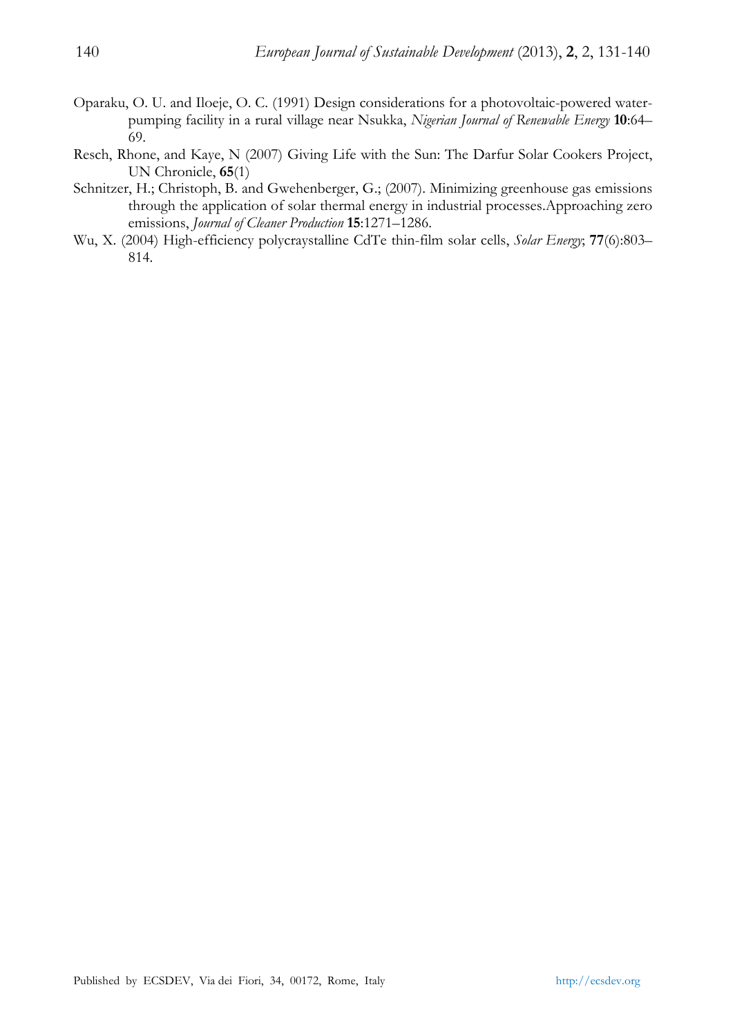Oparaku, O. U. and Iloeje, O. C. (1991) Design considerations for a photovoltaic-powered water-pumping facility in a rural village near Nsukka, *Nigerian Journal of Renewable Energy* **10**:64–69.

Resch, Rhone, and Kaye, N (2007) Giving Life with the Sun: The Darfur Solar Cookers Project, UN Chronicle, **65**(1)

Schnitzer, H.; Christoph, B. and Gwehenberger, G.; (2007). Minimizing greenhouse gas emissions through the application of solar thermal energy in industrial processes.Approaching zero emissions, *Journal of Cleaner Production* **15**:1271–1286.

Wu, X. (2004) High-efficiency polycraystalline CdTe thin-film solar cells, *Solar Energy*; **77**(6):803–814.